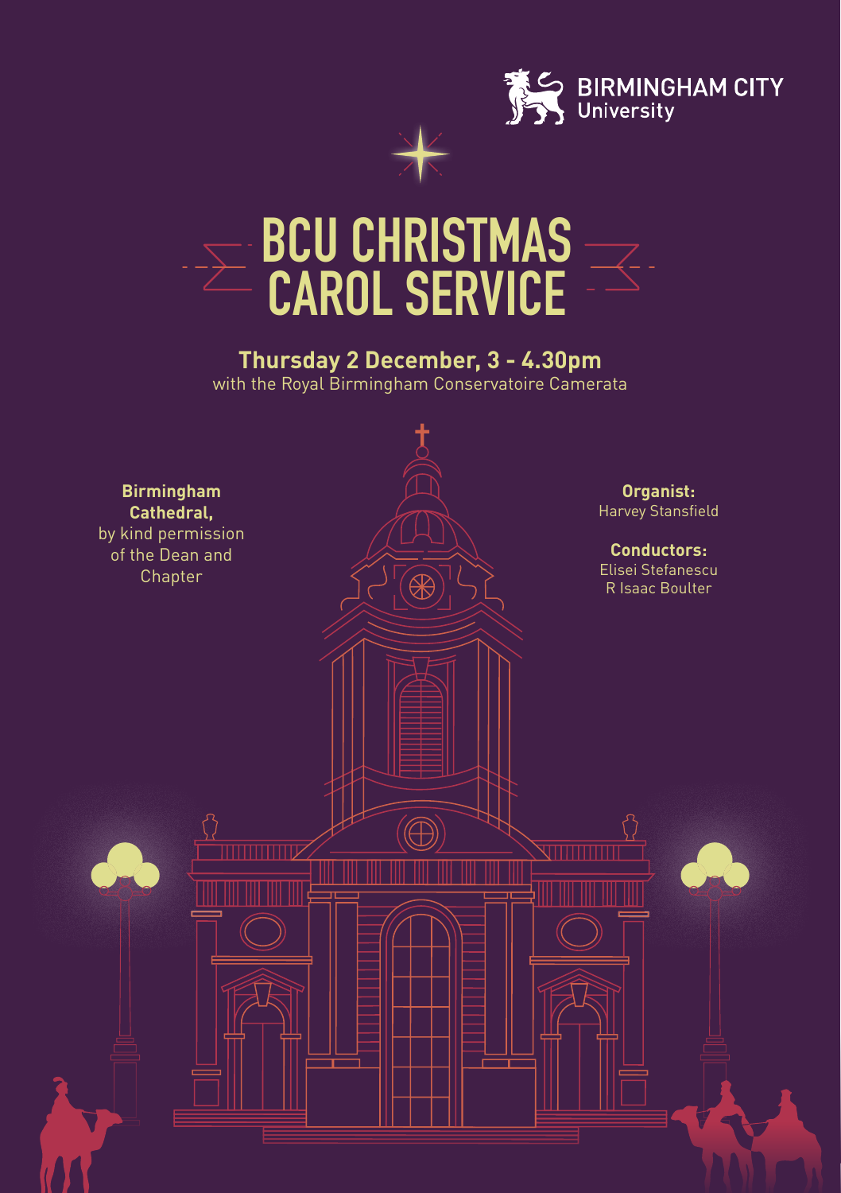BIRMINGHAM CITY University

# BCU CHRISTMAS CAROL SERVICE

**Thursday 2 December, 3 - 4.30pm**
with the Royal Birmingham Conservatoire Camerata

**Birmingham Cathedral,**
by kind permission of the Dean and Chapter

**Organist:**
Harvey Stansfield

**Conductors:**
Elisei Stefanescu
R Isaac Boulter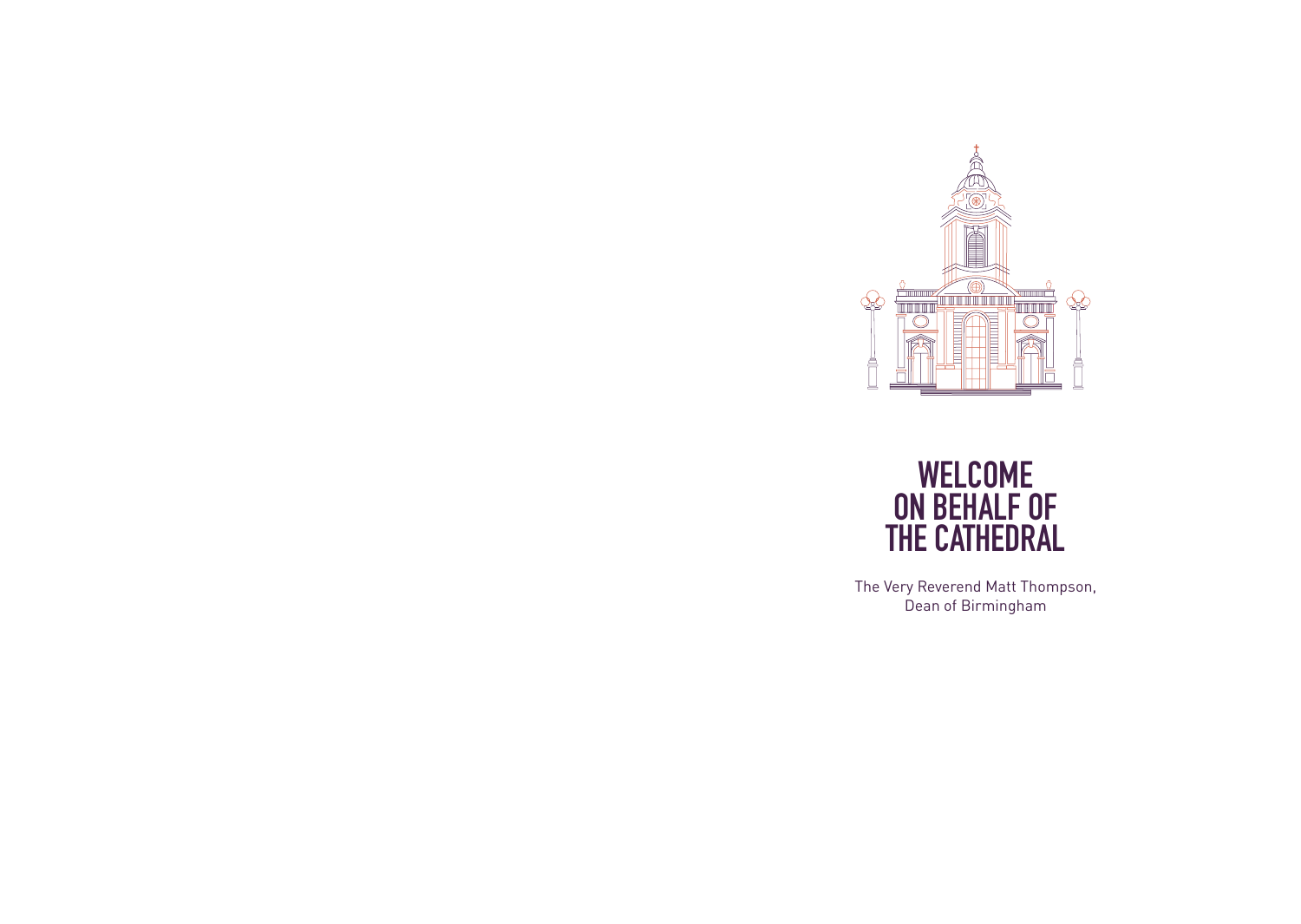# WELCOME ON BEHALF OF THE CATHEDRAL

The Very Reverend Matt Thompson,
Dean of Birmingham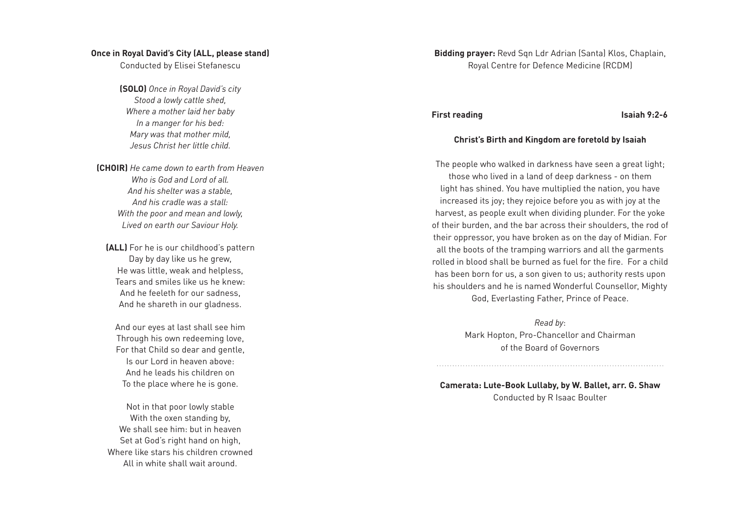**Once in Royal David's City (ALL, please stand)**
Conducted by Elisei Stefanescu

**(SOLO)** *Once in Royal David's city*
*Stood a lowly cattle shed,*
*Where a mother laid her baby*
*In a manger for his bed:*
*Mary was that mother mild,*
*Jesus Christ her little child.*

**(CHOIR)** *He came down to earth from Heaven*
*Who is God and Lord of all.*
*And his shelter was a stable,*
*And his cradle was a stall:*
*With the poor and mean and lowly,*
*Lived on earth our Saviour Holy.*

**(ALL)** For he is our childhood's pattern
Day by day like us he grew,
He was little, weak and helpless,
Tears and smiles like us he knew:
And he feeleth for our sadness,
And he shareth in our gladness.

And our eyes at last shall see him
Through his own redeeming love,
For that Child so dear and gentle,
Is our Lord in heaven above:
And he leads his children on
To the place where he is gone.

Not in that poor lowly stable
With the oxen standing by,
We shall see him: but in heaven
Set at God's right hand on high,
Where like stars his children crowned
All in white shall wait around.

**Bidding prayer:** Revd Sqn Ldr Adrian (Santa) Klos, Chaplain, Royal Centre for Defence Medicine (RCDM)

**First reading** **Isaiah 9:2-6**

**Christ's Birth and Kingdom are foretold by Isaiah**

The people who walked in darkness have seen a great light; those who lived in a land of deep darkness - on them light has shined. You have multiplied the nation, you have increased its joy; they rejoice before you as with joy at the harvest, as people exult when dividing plunder. For the yoke of their burden, and the bar across their shoulders, the rod of their oppressor, you have broken as on the day of Midian. For all the boots of the tramping warriors and all the garments rolled in blood shall be burned as fuel for the fire. For a child has been born for us, a son given to us; authority rests upon his shoulders and he is named Wonderful Counsellor, Mighty God, Everlasting Father, Prince of Peace.

*Read by*:
Mark Hopton, Pro-Chancellor and Chairman of the Board of Governors

---

**Camerata: Lute-Book Lullaby, by W. Ballet, arr. G. Shaw**
Conducted by R Isaac Boulter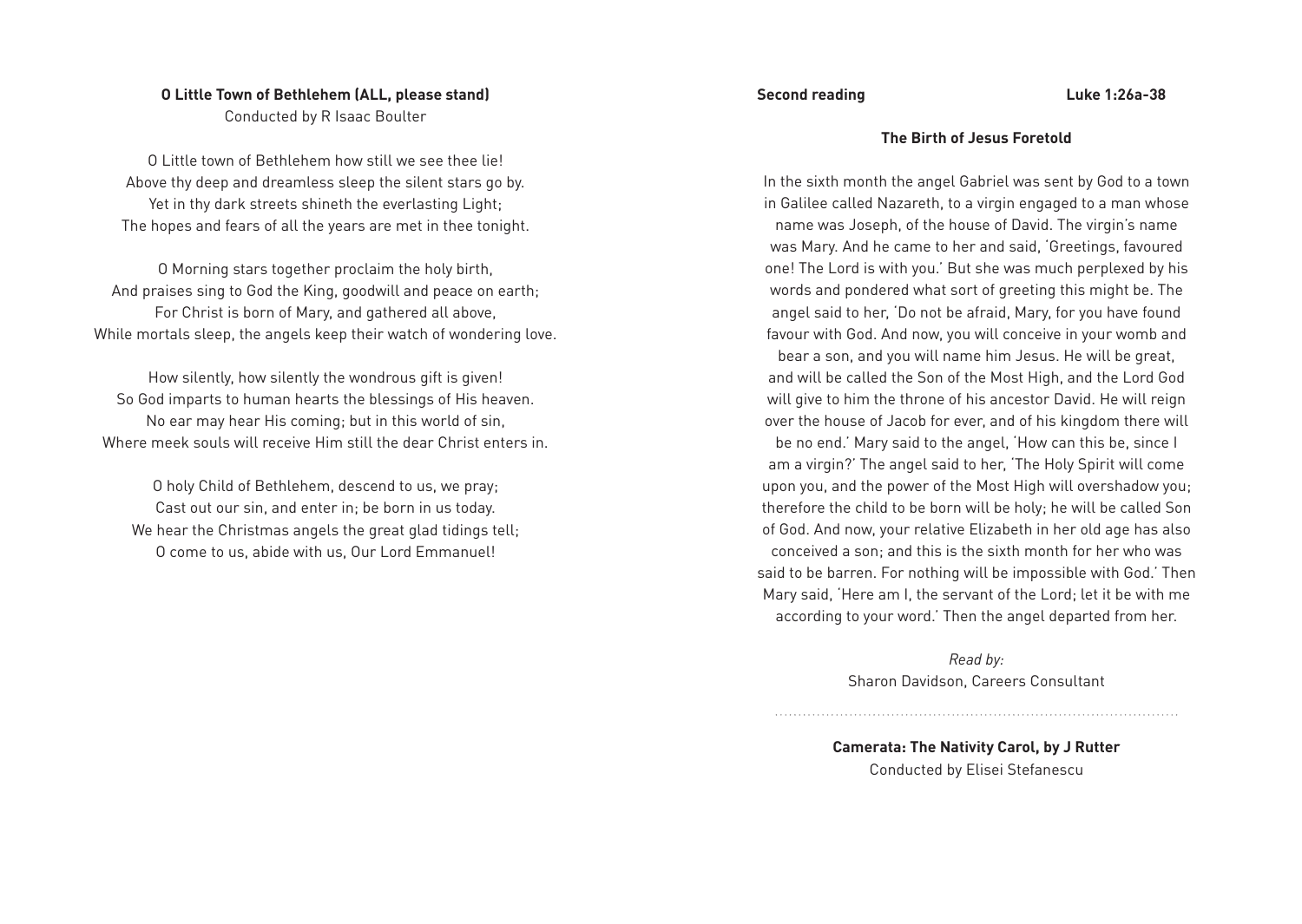**O Little Town of Bethlehem (ALL, please stand)**
Conducted by R Isaac Boulter

O Little town of Bethlehem how still we see thee lie!
Above thy deep and dreamless sleep the silent stars go by.
Yet in thy dark streets shineth the everlasting Light;
The hopes and fears of all the years are met in thee tonight.

O Morning stars together proclaim the holy birth,
And praises sing to God the King, goodwill and peace on earth;
For Christ is born of Mary, and gathered all above,
While mortals sleep, the angels keep their watch of wondering love.

How silently, how silently the wondrous gift is given!
So God imparts to human hearts the blessings of His heaven.
No ear may hear His coming; but in this world of sin,
Where meek souls will receive Him still the dear Christ enters in.

O holy Child of Bethlehem, descend to us, we pray;
Cast out our sin, and enter in; be born in us today.
We hear the Christmas angels the great glad tidings tell;
O come to us, abide with us, Our Lord Emmanuel!

**Second reading** **Luke 1:26a-38**

**The Birth of Jesus Foretold**

In the sixth month the angel Gabriel was sent by God to a town in Galilee called Nazareth, to a virgin engaged to a man whose name was Joseph, of the house of David. The virgin's name was Mary. And he came to her and said, 'Greetings, favoured one! The Lord is with you.' But she was much perplexed by his words and pondered what sort of greeting this might be. The angel said to her, 'Do not be afraid, Mary, for you have found favour with God. And now, you will conceive in your womb and bear a son, and you will name him Jesus. He will be great, and will be called the Son of the Most High, and the Lord God will give to him the throne of his ancestor David. He will reign over the house of Jacob for ever, and of his kingdom there will be no end.' Mary said to the angel, 'How can this be, since I am a virgin?' The angel said to her, 'The Holy Spirit will come upon you, and the power of the Most High will overshadow you; therefore the child to be born will be holy; he will be called Son of God. And now, your relative Elizabeth in her old age has also conceived a son; and this is the sixth month for her who was said to be barren. For nothing will be impossible with God.' Then Mary said, 'Here am I, the servant of the Lord; let it be with me according to your word.' Then the angel departed from her.

*Read by:*
Sharon Davidson, Careers Consultant

---

**Camerata: The Nativity Carol, by J Rutter**
Conducted by Elisei Stefanescu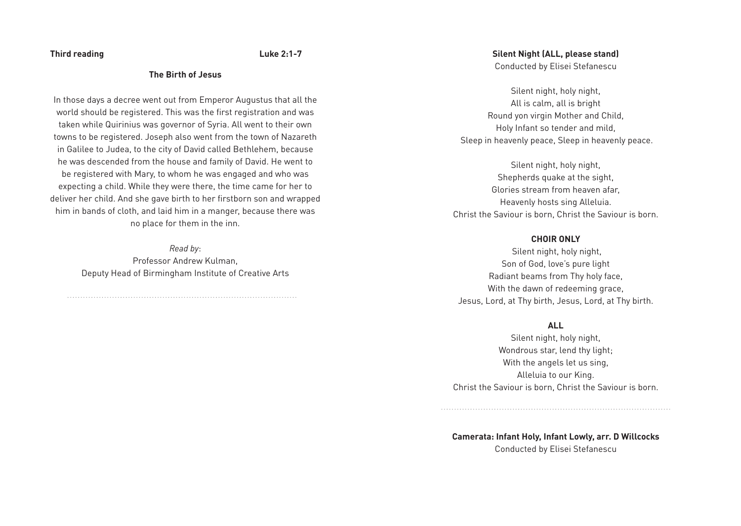**Third reading** **Luke 2:1-7**

**The Birth of Jesus**

In those days a decree went out from Emperor Augustus that all the world should be registered. This was the first registration and was taken while Quirinius was governor of Syria. All went to their own towns to be registered. Joseph also went from the town of Nazareth in Galilee to Judea, to the city of David called Bethlehem, because he was descended from the house and family of David. He went to be registered with Mary, to whom he was engaged and who was expecting a child. While they were there, the time came for her to deliver her child. And she gave birth to her firstborn son and wrapped him in bands of cloth, and laid him in a manger, because there was no place for them in the inn.

*Read by*:
Professor Andrew Kulman,
Deputy Head of Birmingham Institute of Creative Arts

---

**Silent Night (ALL, please stand)**
Conducted by Elisei Stefanescu

Silent night, holy night,
All is calm, all is bright
Round yon virgin Mother and Child,
Holy Infant so tender and mild,
Sleep in heavenly peace, Sleep in heavenly peace.

Silent night, holy night,
Shepherds quake at the sight,
Glories stream from heaven afar,
Heavenly hosts sing Alleluia.
Christ the Saviour is born, Christ the Saviour is born.

**CHOIR ONLY**
Silent night, holy night,
Son of God, love's pure light
Radiant beams from Thy holy face,
With the dawn of redeeming grace,
Jesus, Lord, at Thy birth, Jesus, Lord, at Thy birth.

**ALL**
Silent night, holy night,
Wondrous star, lend thy light;
With the angels let us sing,
Alleluia to our King.
Christ the Saviour is born, Christ the Saviour is born.

---

**Camerata: Infant Holy, Infant Lowly, arr. D Willcocks**
Conducted by Elisei Stefanescu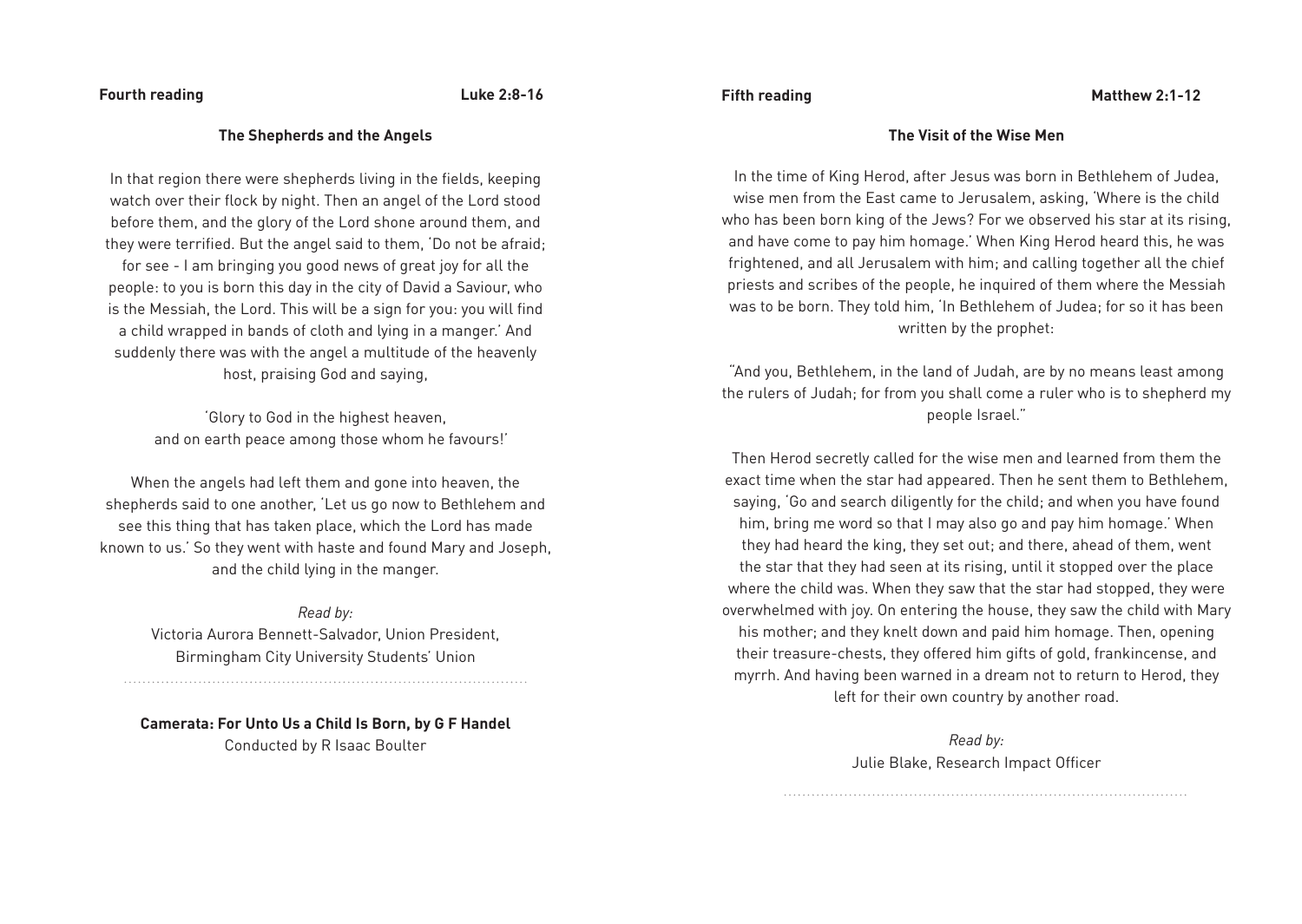**Fourth reading** **Luke 2:8-16**

### The Shepherds and the Angels

In that region there were shepherds living in the fields, keeping watch over their flock by night. Then an angel of the Lord stood before them, and the glory of the Lord shone around them, and they were terrified. But the angel said to them, 'Do not be afraid; for see - I am bringing you good news of great joy for all the people: to you is born this day in the city of David a Saviour, who is the Messiah, the Lord. This will be a sign for you: you will find a child wrapped in bands of cloth and lying in a manger.' And suddenly there was with the angel a multitude of the heavenly host, praising God and saying,

'Glory to God in the highest heaven,
and on earth peace among those whom he favours!'

When the angels had left them and gone into heaven, the shepherds said to one another, 'Let us go now to Bethlehem and see this thing that has taken place, which the Lord has made known to us.' So they went with haste and found Mary and Joseph, and the child lying in the manger.

*Read by:*
Victoria Aurora Bennett-Salvador, Union President, Birmingham City University Students' Union

---

**Camerata: For Unto Us a Child Is Born, by G F Handel**
Conducted by R Isaac Boulter

**Fifth reading** **Matthew 2:1-12**

### The Visit of the Wise Men

In the time of King Herod, after Jesus was born in Bethlehem of Judea, wise men from the East came to Jerusalem, asking, 'Where is the child who has been born king of the Jews? For we observed his star at its rising, and have come to pay him homage.' When King Herod heard this, he was frightened, and all Jerusalem with him; and calling together all the chief priests and scribes of the people, he inquired of them where the Messiah was to be born. They told him, 'In Bethlehem of Judea; for so it has been written by the prophet:

"And you, Bethlehem, in the land of Judah, are by no means least among the rulers of Judah; for from you shall come a ruler who is to shepherd my people Israel."

Then Herod secretly called for the wise men and learned from them the exact time when the star had appeared. Then he sent them to Bethlehem, saying, 'Go and search diligently for the child; and when you have found him, bring me word so that I may also go and pay him homage.' When they had heard the king, they set out; and there, ahead of them, went the star that they had seen at its rising, until it stopped over the place where the child was. When they saw that the star had stopped, they were overwhelmed with joy. On entering the house, they saw the child with Mary his mother; and they knelt down and paid him homage. Then, opening their treasure-chests, they offered him gifts of gold, frankincense, and myrrh. And having been warned in a dream not to return to Herod, they left for their own country by another road.

*Read by:*
Julie Blake, Research Impact Officer

---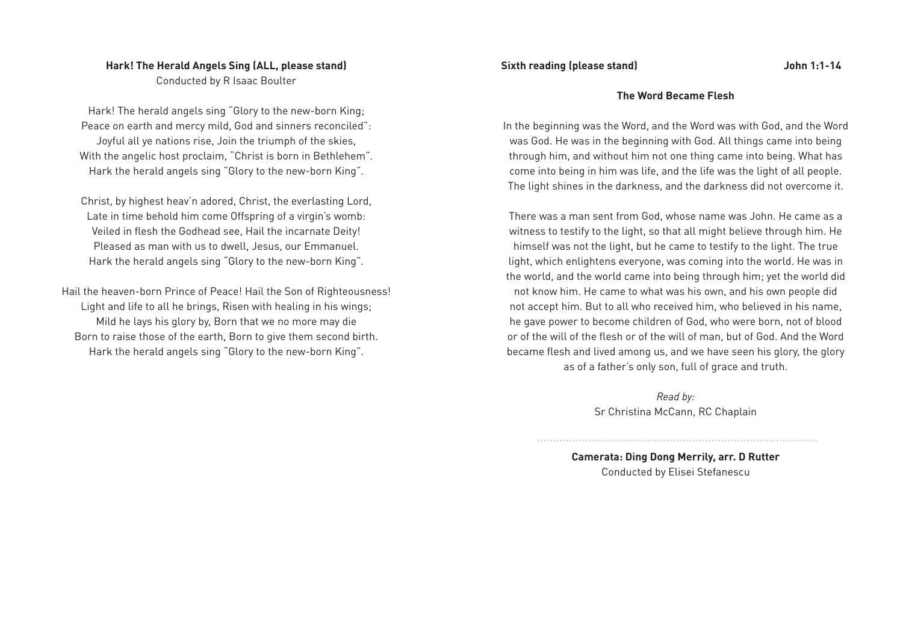**Hark! The Herald Angels Sing (ALL, please stand)**
Conducted by R Isaac Boulter

Hark! The herald angels sing "Glory to the new-born King;
Peace on earth and mercy mild, God and sinners reconciled":
Joyful all ye nations rise, Join the triumph of the skies,
With the angelic host proclaim, "Christ is born in Bethlehem".
Hark the herald angels sing "Glory to the new-born King".

Christ, by highest heav'n adored, Christ, the everlasting Lord,
Late in time behold him come Offspring of a virgin's womb:
Veiled in flesh the Godhead see, Hail the incarnate Deity!
Pleased as man with us to dwell, Jesus, our Emmanuel.
Hark the herald angels sing "Glory to the new-born King".

Hail the heaven-born Prince of Peace! Hail the Son of Righteousness!
Light and life to all he brings, Risen with healing in his wings;
Mild he lays his glory by, Born that we no more may die
Born to raise those of the earth, Born to give them second birth.
Hark the herald angels sing "Glory to the new-born King".

**Sixth reading (please stand)** **John 1:1-14**

**The Word Became Flesh**

In the beginning was the Word, and the Word was with God, and the Word was God. He was in the beginning with God. All things came into being through him, and without him not one thing came into being. What has come into being in him was life, and the life was the light of all people. The light shines in the darkness, and the darkness did not overcome it.

There was a man sent from God, whose name was John. He came as a witness to testify to the light, so that all might believe through him. He himself was not the light, but he came to testify to the light. The true light, which enlightens everyone, was coming into the world. He was in the world, and the world came into being through him; yet the world did not know him. He came to what was his own, and his own people did not accept him. But to all who received him, who believed in his name, he gave power to become children of God, who were born, not of blood or of the will of the flesh or of the will of man, but of God. And the Word became flesh and lived among us, and we have seen his glory, the glory as of a father's only son, full of grace and truth.

*Read by:*
Sr Christina McCann, RC Chaplain

**Camerata: Ding Dong Merrily, arr. D Rutter**
Conducted by Elisei Stefanescu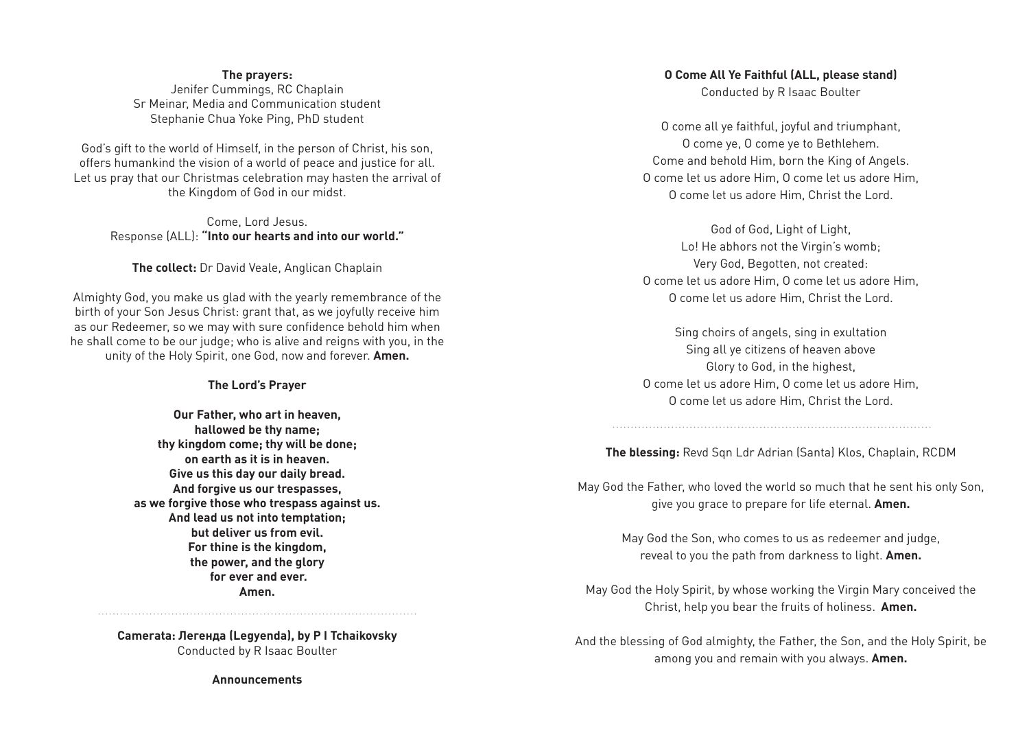**The prayers:**
Jenifer Cummings, RC Chaplain
Sr Meinar, Media and Communication student
Stephanie Chua Yoke Ping, PhD student

God's gift to the world of Himself, in the person of Christ, his son, offers humankind the vision of a world of peace and justice for all. Let us pray that our Christmas celebration may hasten the arrival of the Kingdom of God in our midst.

Come, Lord Jesus.
Response (ALL): **"Into our hearts and into our world."**

**The collect:** Dr David Veale, Anglican Chaplain

Almighty God, you make us glad with the yearly remembrance of the birth of your Son Jesus Christ: grant that, as we joyfully receive him as our Redeemer, so we may with sure confidence behold him when he shall come to be our judge; who is alive and reigns with you, in the unity of the Holy Spirit, one God, now and forever. **Amen.**

**The Lord's Prayer**

**Our Father, who art in heaven,**
**hallowed be thy name;**
**thy kingdom come; thy will be done;**
**on earth as it is in heaven.**
**Give us this day our daily bread.**
**And forgive us our trespasses,**
**as we forgive those who trespass against us.**
**And lead us not into temptation;**
**but deliver us from evil.**
**For thine is the kingdom,**
**the power, and the glory**
**for ever and ever.**
**Amen.**

---

**Camerata: Легенда (Legyenda), by P I Tchaikovsky**
Conducted by R Isaac Boulter

**Announcements**

**O Come All Ye Faithful (ALL, please stand)**
Conducted by R Isaac Boulter

O come all ye faithful, joyful and triumphant,
O come ye, O come ye to Bethlehem.
Come and behold Him, born the King of Angels.
O come let us adore Him, O come let us adore Him,
O come let us adore Him, Christ the Lord.

God of God, Light of Light,
Lo! He abhors not the Virgin's womb;
Very God, Begotten, not created:
O come let us adore Him, O come let us adore Him,
O come let us adore Him, Christ the Lord.

Sing choirs of angels, sing in exultation
Sing all ye citizens of heaven above
Glory to God, in the highest,
O come let us adore Him, O come let us adore Him,
O come let us adore Him, Christ the Lord.

---

**The blessing:** Revd Sqn Ldr Adrian (Santa) Klos, Chaplain, RCDM

May God the Father, who loved the world so much that he sent his only Son, give you grace to prepare for life eternal. **Amen.**

May God the Son, who comes to us as redeemer and judge, reveal to you the path from darkness to light. **Amen.**

May God the Holy Spirit, by whose working the Virgin Mary conceived the Christ, help you bear the fruits of holiness. **Amen.**

And the blessing of God almighty, the Father, the Son, and the Holy Spirit, be among you and remain with you always. **Amen.**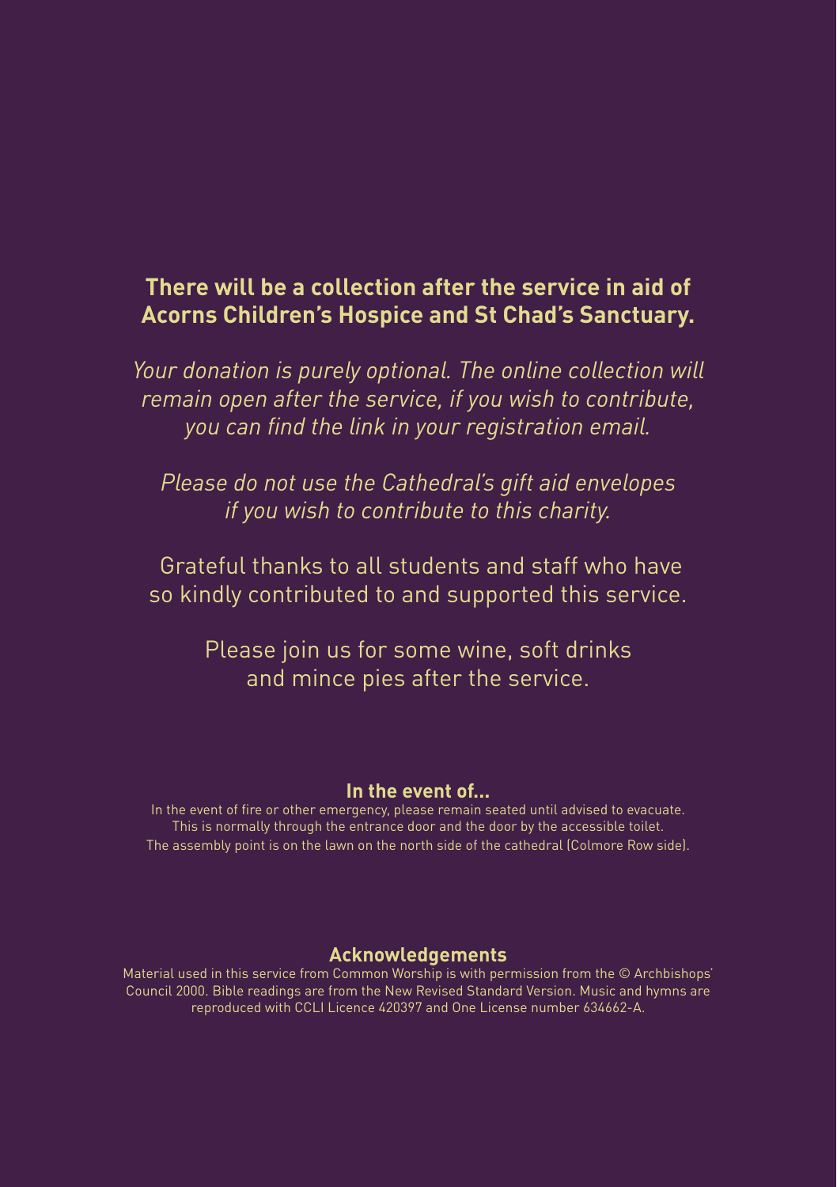**There will be a collection after the service in aid of Acorns Children's Hospice and St Chad's Sanctuary.**

*Your donation is purely optional. The online collection will remain open after the service, if you wish to contribute, you can find the link in your registration email.*

*Please do not use the Cathedral's gift aid envelopes if you wish to contribute to this charity.*

Grateful thanks to all students and staff who have so kindly contributed to and supported this service.

Please join us for some wine, soft drinks and mince pies after the service.

**In the event of...**

In the event of fire or other emergency, please remain seated until advised to evacuate. This is normally through the entrance door and the door by the accessible toilet. The assembly point is on the lawn on the north side of the cathedral (Colmore Row side).

**Acknowledgements**

Material used in this service from Common Worship is with permission from the © Archbishops' Council 2000. Bible readings are from the New Revised Standard Version. Music and hymns are reproduced with CCLI Licence 420397 and One License number 634662-A.